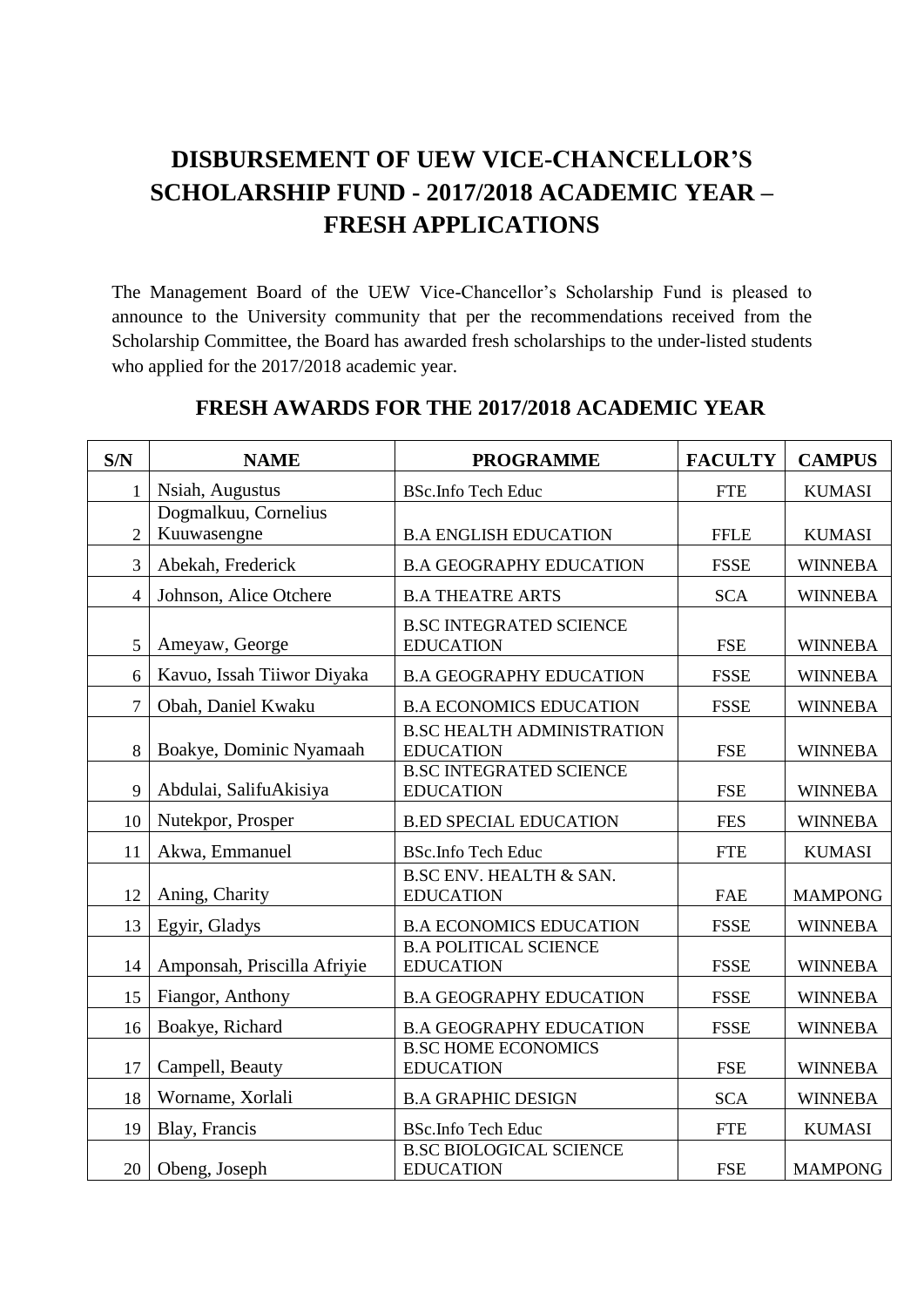# DISBURSEMENT OF UEW VICE-CHANCELLOR'S SCHOLARSHIP FUND - 2017/2018 ACADEMIC YEAR – FRESH APPLICATIONS

The Management Board of the UEW Vice-Chancellor's Scholarship Fund is pleased to announce to the University community that per the recommendations received from the Scholarship Committee, the Board has awarded fresh scholarships to the under-listed students who applied for the 2017/2018 academic year.

## FRESH AWARDS FOR THE 2017/2018 ACADEMIC YEAR

| S/N | NAME | PROGRAMME | FACULTY | CAMPUS |
|---|---|---|---|---|
| 1 | Nsiah, Augustus | BSc.Info Tech Educ | FTE | KUMASI |
| 2 | Dogmalkuu, Cornelius Kuuwasengne | B.A ENGLISH EDUCATION | FFLE | KUMASI |
| 3 | Abekah, Frederick | B.A GEOGRAPHY EDUCATION | FSSE | WINNEBA |
| 4 | Johnson, Alice Otchere | B.A THEATRE ARTS | SCA | WINNEBA |
| 5 | Ameyaw, George | B.SC INTEGRATED SCIENCE EDUCATION | FSE | WINNEBA |
| 6 | Kavuo, Issah Tiiwor Diyaka | B.A GEOGRAPHY EDUCATION | FSSE | WINNEBA |
| 7 | Obah, Daniel Kwaku | B.A ECONOMICS EDUCATION | FSSE | WINNEBA |
| 8 | Boakye, Dominic Nyamaah | B.SC HEALTH ADMINISTRATION EDUCATION | FSE | WINNEBA |
| 9 | Abdulai, SalifuAkisiya | B.SC INTEGRATED SCIENCE EDUCATION | FSE | WINNEBA |
| 10 | Nutekpor, Prosper | B.ED SPECIAL EDUCATION | FES | WINNEBA |
| 11 | Akwa, Emmanuel | BSc.Info Tech Educ | FTE | KUMASI |
| 12 | Aning, Charity | B.SC ENV. HEALTH & SAN. EDUCATION | FAE | MAMPONG |
| 13 | Egyir, Gladys | B.A ECONOMICS EDUCATION | FSSE | WINNEBA |
| 14 | Amponsah, Priscilla Afriyie | B.A POLITICAL SCIENCE EDUCATION | FSSE | WINNEBA |
| 15 | Fiangor, Anthony | B.A GEOGRAPHY EDUCATION | FSSE | WINNEBA |
| 16 | Boakye, Richard | B.A GEOGRAPHY EDUCATION | FSSE | WINNEBA |
| 17 | Campell, Beauty | B.SC HOME ECONOMICS EDUCATION | FSE | WINNEBA |
| 18 | Worname, Xorlali | B.A GRAPHIC DESIGN | SCA | WINNEBA |
| 19 | Blay, Francis | BSc.Info Tech Educ | FTE | KUMASI |
| 20 | Obeng, Joseph | B.SC BIOLOGICAL SCIENCE EDUCATION | FSE | MAMPONG |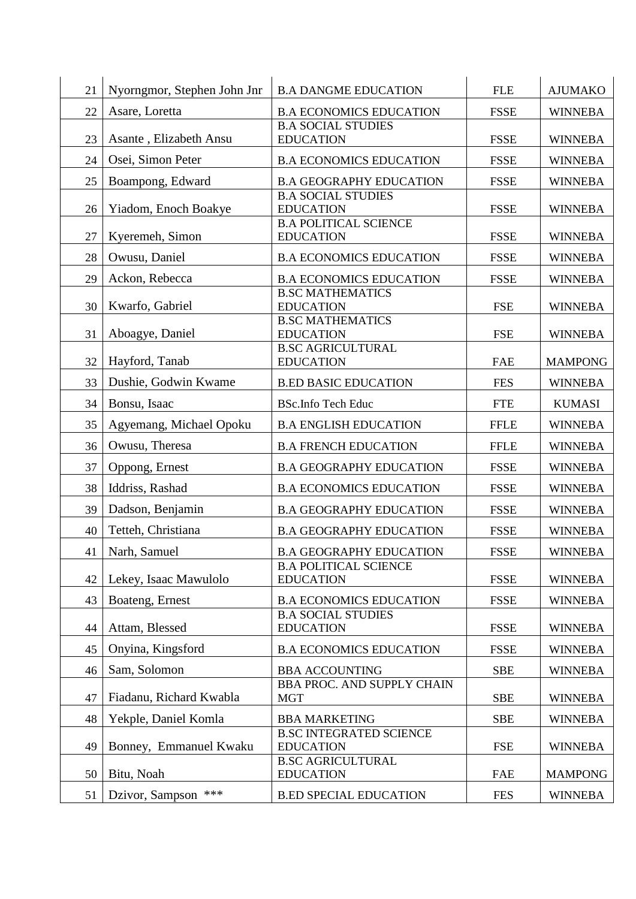| | | | | |
|---|---|---|---|---|
| 21 | Nyorngmor, Stephen John Jnr | B.A DANGME EDUCATION | FLE | AJUMAKO |
| 22 | Asare, Loretta | B.A ECONOMICS EDUCATION | FSSE | WINNEBA |
| 23 | Asante , Elizabeth Ansu | B.A SOCIAL STUDIES EDUCATION | FSSE | WINNEBA |
| 24 | Osei, Simon Peter | B.A ECONOMICS EDUCATION | FSSE | WINNEBA |
| 25 | Boampong, Edward | B.A GEOGRAPHY EDUCATION | FSSE | WINNEBA |
| 26 | Yiadom, Enoch Boakye | B.A SOCIAL STUDIES EDUCATION | FSSE | WINNEBA |
| 27 | Kyeremeh, Simon | B.A POLITICAL SCIENCE EDUCATION | FSSE | WINNEBA |
| 28 | Owusu, Daniel | B.A ECONOMICS EDUCATION | FSSE | WINNEBA |
| 29 | Ackon, Rebecca | B.A ECONOMICS EDUCATION | FSSE | WINNEBA |
| 30 | Kwarfo, Gabriel | B.SC MATHEMATICS EDUCATION | FSE | WINNEBA |
| 31 | Aboagye, Daniel | B.SC MATHEMATICS EDUCATION | FSE | WINNEBA |
| 32 | Hayford, Tanab | B.SC AGRICULTURAL EDUCATION | FAE | MAMPONG |
| 33 | Dushie, Godwin Kwame | B.ED BASIC EDUCATION | FES | WINNEBA |
| 34 | Bonsu, Isaac | BSc.Info Tech Educ | FTE | KUMASI |
| 35 | Agyemang, Michael Opoku | B.A ENGLISH EDUCATION | FFLE | WINNEBA |
| 36 | Owusu, Theresa | B.A FRENCH EDUCATION | FFLE | WINNEBA |
| 37 | Oppong, Ernest | B.A GEOGRAPHY EDUCATION | FSSE | WINNEBA |
| 38 | Iddriss, Rashad | B.A ECONOMICS EDUCATION | FSSE | WINNEBA |
| 39 | Dadson, Benjamin | B.A GEOGRAPHY EDUCATION | FSSE | WINNEBA |
| 40 | Tetteh, Christiana | B.A GEOGRAPHY EDUCATION | FSSE | WINNEBA |
| 41 | Narh, Samuel | B.A GEOGRAPHY EDUCATION | FSSE | WINNEBA |
| 42 | Lekey, Isaac Mawulolo | B.A POLITICAL SCIENCE EDUCATION | FSSE | WINNEBA |
| 43 | Boateng, Ernest | B.A ECONOMICS EDUCATION | FSSE | WINNEBA |
| 44 | Attam, Blessed | B.A SOCIAL STUDIES EDUCATION | FSSE | WINNEBA |
| 45 | Onyina, Kingsford | B.A ECONOMICS EDUCATION | FSSE | WINNEBA |
| 46 | Sam, Solomon | BBA ACCOUNTING | SBE | WINNEBA |
| 47 | Fiadanu, Richard Kwabla | BBA PROC. AND SUPPLY CHAIN MGT | SBE | WINNEBA |
| 48 | Yekple, Daniel Komla | BBA MARKETING | SBE | WINNEBA |
| 49 | Bonney, Emmanuel Kwaku | B.SC INTEGRATED SCIENCE EDUCATION | FSE | WINNEBA |
| 50 | Bitu, Noah | B.SC AGRICULTURAL EDUCATION | FAE | MAMPONG |
| 51 | Dzivor, Sampson *** | B.ED SPECIAL EDUCATION | FES | WINNEBA |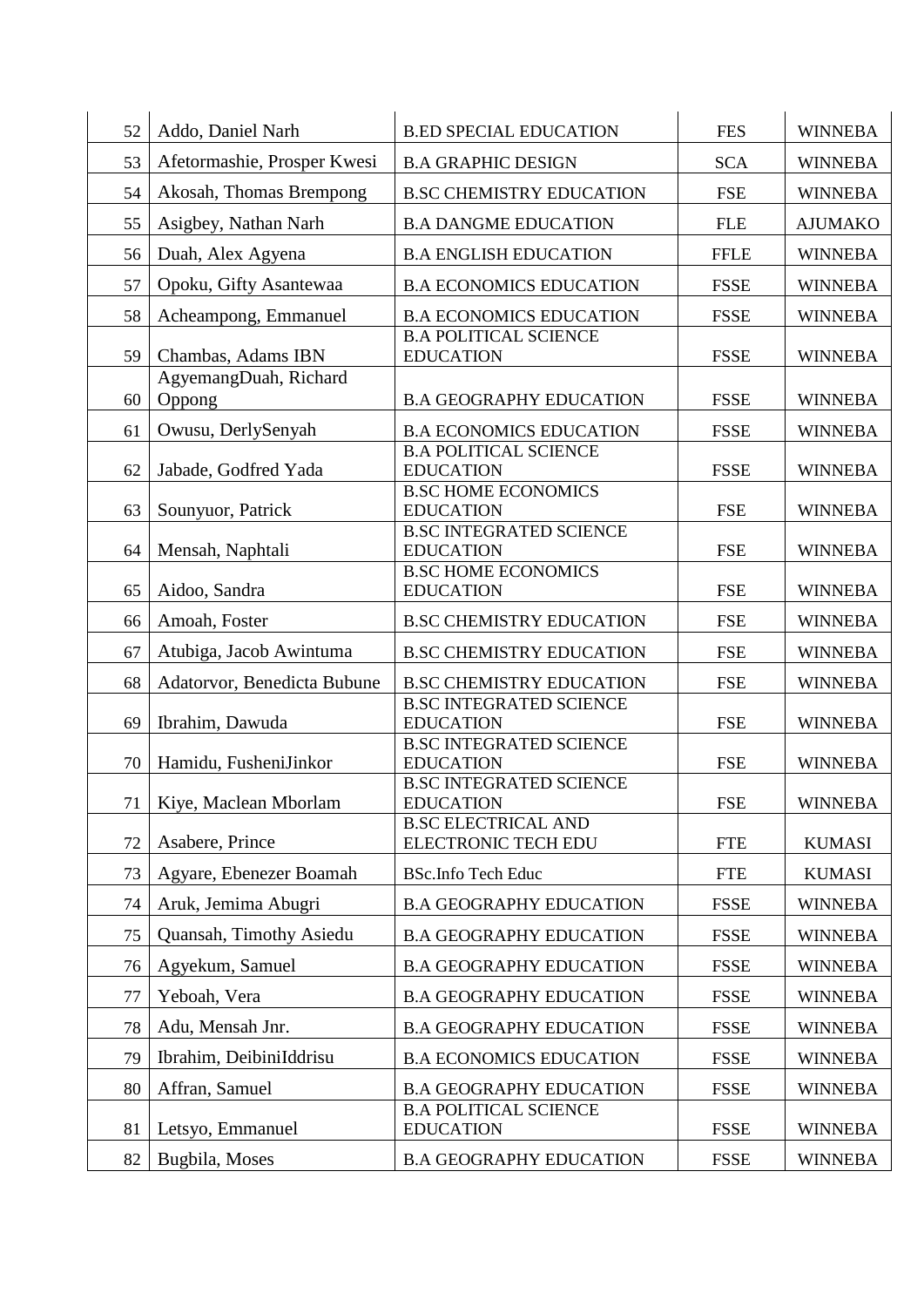| | | | | |
|---|---|---|---|---|
| 52 | Addo, Daniel Narh | B.ED SPECIAL EDUCATION | FES | WINNEBA |
| 53 | Afetormashie, Prosper Kwesi | B.A GRAPHIC DESIGN | SCA | WINNEBA |
| 54 | Akosah, Thomas Brempong | B.SC CHEMISTRY EDUCATION | FSE | WINNEBA |
| 55 | Asigbey, Nathan Narh | B.A DANGME EDUCATION | FLE | AJUMAKO |
| 56 | Duah, Alex Agyena | B.A ENGLISH EDUCATION | FFLE | WINNEBA |
| 57 | Opoku, Gifty Asantewaa | B.A ECONOMICS EDUCATION | FSSE | WINNEBA |
| 58 | Acheampong, Emmanuel | B.A ECONOMICS EDUCATION | FSSE | WINNEBA |
| 59 | Chambas, Adams IBN | B.A POLITICAL SCIENCE EDUCATION | FSSE | WINNEBA |
| 60 | AgyemangDuah, Richard Oppong | B.A GEOGRAPHY EDUCATION | FSSE | WINNEBA |
| 61 | Owusu, DerlySenyah | B.A ECONOMICS EDUCATION | FSSE | WINNEBA |
| 62 | Jabade, Godfred Yada | B.A POLITICAL SCIENCE EDUCATION | FSSE | WINNEBA |
| 63 | Sounyuor, Patrick | B.SC HOME ECONOMICS EDUCATION | FSE | WINNEBA |
| 64 | Mensah, Naphtali | B.SC INTEGRATED SCIENCE EDUCATION | FSE | WINNEBA |
| 65 | Aidoo, Sandra | B.SC HOME ECONOMICS EDUCATION | FSE | WINNEBA |
| 66 | Amoah, Foster | B.SC CHEMISTRY EDUCATION | FSE | WINNEBA |
| 67 | Atubiga, Jacob Awintuma | B.SC CHEMISTRY EDUCATION | FSE | WINNEBA |
| 68 | Adatorvor, Benedicta Bubune | B.SC CHEMISTRY EDUCATION | FSE | WINNEBA |
| 69 | Ibrahim, Dawuda | B.SC INTEGRATED SCIENCE EDUCATION | FSE | WINNEBA |
| 70 | Hamidu, FusheniJinkor | B.SC INTEGRATED SCIENCE EDUCATION | FSE | WINNEBA |
| 71 | Kiye, Maclean Mborlam | B.SC INTEGRATED SCIENCE EDUCATION | FSE | WINNEBA |
| 72 | Asabere, Prince | B.SC ELECTRICAL AND ELECTRONIC TECH EDU | FTE | KUMASI |
| 73 | Agyare, Ebenezer Boamah | BSc.Info Tech Educ | FTE | KUMASI |
| 74 | Aruk, Jemima Abugri | B.A GEOGRAPHY EDUCATION | FSSE | WINNEBA |
| 75 | Quansah, Timothy Asiedu | B.A GEOGRAPHY EDUCATION | FSSE | WINNEBA |
| 76 | Agyekum, Samuel | B.A GEOGRAPHY EDUCATION | FSSE | WINNEBA |
| 77 | Yeboah, Vera | B.A GEOGRAPHY EDUCATION | FSSE | WINNEBA |
| 78 | Adu, Mensah Jnr. | B.A GEOGRAPHY EDUCATION | FSSE | WINNEBA |
| 79 | Ibrahim, DeibiniIddrisu | B.A ECONOMICS EDUCATION | FSSE | WINNEBA |
| 80 | Affran, Samuel | B.A GEOGRAPHY EDUCATION | FSSE | WINNEBA |
| 81 | Letsyo, Emmanuel | B.A POLITICAL SCIENCE EDUCATION | FSSE | WINNEBA |
| 82 | Bugbila, Moses | B.A GEOGRAPHY EDUCATION | FSSE | WINNEBA |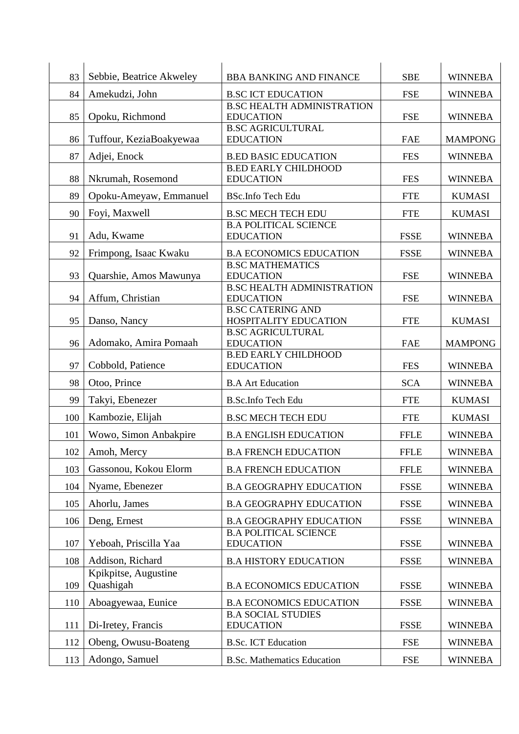| | | | | |
|---|---|---|---|---|
| 83 | Sebbie, Beatrice Akweley | BBA BANKING AND FINANCE | SBE | WINNEBA |
| 84 | Amekudzi, John | B.SC ICT EDUCATION | FSE | WINNEBA |
| 85 | Opoku, Richmond | B.SC HEALTH ADMINISTRATION EDUCATION | FSE | WINNEBA |
| 86 | Tuffour, KeziaBoakyewaa | B.SC AGRICULTURAL EDUCATION | FAE | MAMPONG |
| 87 | Adjei, Enock | B.ED BASIC EDUCATION | FES | WINNEBA |
| 88 | Nkrumah, Rosemond | B.ED EARLY CHILDHOOD EDUCATION | FES | WINNEBA |
| 89 | Opoku-Ameyaw, Emmanuel | BSc.Info Tech Edu | FTE | KUMASI |
| 90 | Foyi, Maxwell | B.SC MECH TECH EDU | FTE | KUMASI |
| 91 | Adu, Kwame | B.A POLITICAL SCIENCE EDUCATION | FSSE | WINNEBA |
| 92 | Frimpong, Isaac Kwaku | B.A ECONOMICS EDUCATION | FSSE | WINNEBA |
| 93 | Quarshie, Amos Mawunya | B.SC MATHEMATICS EDUCATION | FSE | WINNEBA |
| 94 | Affum, Christian | B.SC HEALTH ADMINISTRATION EDUCATION | FSE | WINNEBA |
| 95 | Danso, Nancy | B.SC CATERING AND HOSPITALITY EDUCATION | FTE | KUMASI |
| 96 | Adomako, Amira Pomaah | B.SC AGRICULTURAL EDUCATION | FAE | MAMPONG |
| 97 | Cobbold, Patience | B.ED EARLY CHILDHOOD EDUCATION | FES | WINNEBA |
| 98 | Otoo, Prince | B.A Art Education | SCA | WINNEBA |
| 99 | Takyi, Ebenezer | B.Sc.Info Tech Edu | FTE | KUMASI |
| 100 | Kambozie, Elijah | B.SC MECH TECH EDU | FTE | KUMASI |
| 101 | Wowo, Simon Anbakpire | B.A ENGLISH EDUCATION | FFLE | WINNEBA |
| 102 | Amoh, Mercy | B.A FRENCH EDUCATION | FFLE | WINNEBA |
| 103 | Gassonou, Kokou Elorm | B.A FRENCH EDUCATION | FFLE | WINNEBA |
| 104 | Nyame, Ebenezer | B.A GEOGRAPHY EDUCATION | FSSE | WINNEBA |
| 105 | Ahorlu, James | B.A GEOGRAPHY EDUCATION | FSSE | WINNEBA |
| 106 | Deng, Ernest | B.A GEOGRAPHY EDUCATION | FSSE | WINNEBA |
| 107 | Yeboah, Priscilla Yaa | B.A POLITICAL SCIENCE EDUCATION | FSSE | WINNEBA |
| 108 | Addison, Richard | B.A HISTORY EDUCATION | FSSE | WINNEBA |
| 109 | Kpikpitse, Augustine Quashigah | B.A ECONOMICS EDUCATION | FSSE | WINNEBA |
| 110 | Aboagyewaa, Eunice | B.A ECONOMICS EDUCATION | FSSE | WINNEBA |
| 111 | Di-Iretey, Francis | B.A SOCIAL STUDIES EDUCATION | FSSE | WINNEBA |
| 112 | Obeng, Owusu-Boateng | B.Sc. ICT Education | FSE | WINNEBA |
| 113 | Adongo, Samuel | B.Sc. Mathematics Education | FSE | WINNEBA |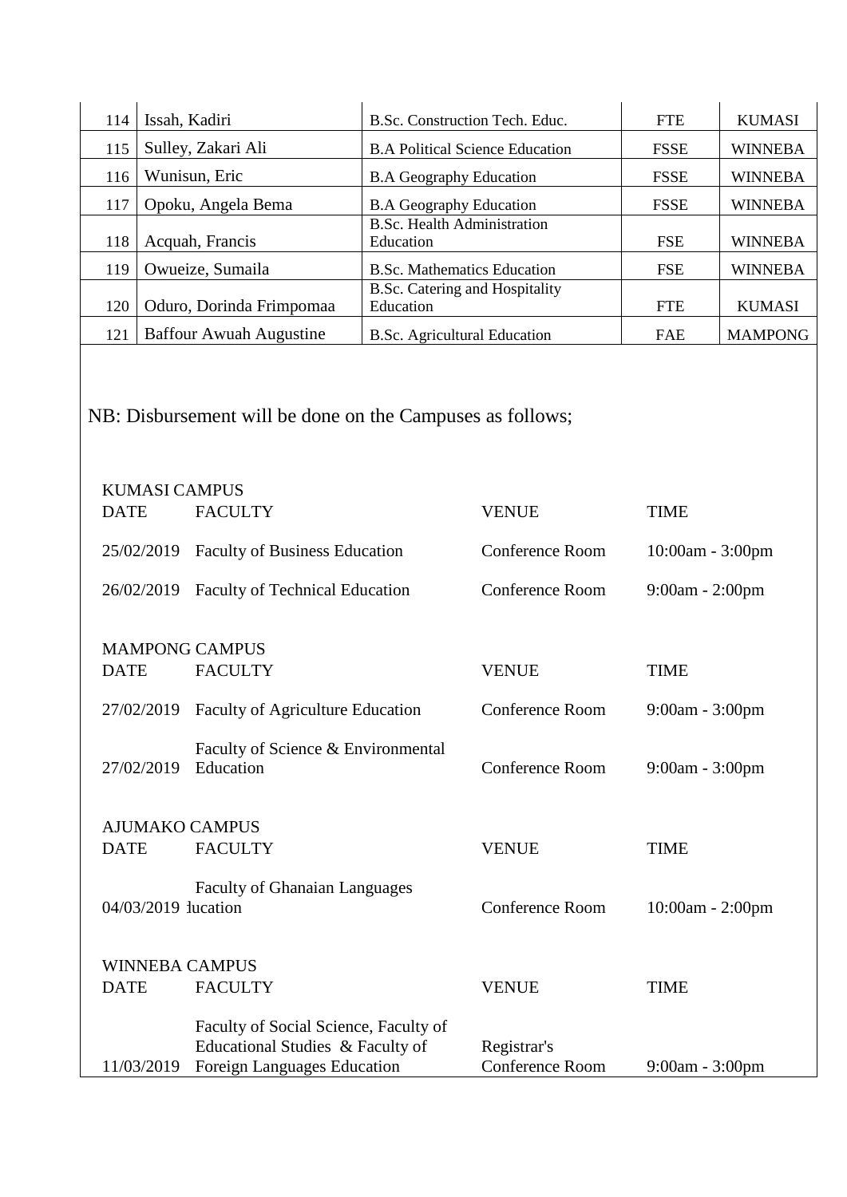| 114 | Issah, Kadiri | B.Sc. Construction Tech. Educ. | FTE | KUMASI |
|---|---|---|---|---|
| 115 | Sulley, Zakari Ali | B.A Political Science Education | FSSE | WINNEBA |
| 116 | Wunisun, Eric | B.A Geography Education | FSSE | WINNEBA |
| 117 | Opoku, Angela Bema | B.A Geography Education | FSSE | WINNEBA |
| 118 | Acquah, Francis | B.Sc. Health Administration Education | FSE | WINNEBA |
| 119 | Owueize, Sumaila | B.Sc. Mathematics Education | FSE | WINNEBA |
| 120 | Oduro, Dorinda Frimpomaa | B.Sc. Catering and Hospitality Education | FTE | KUMASI |
| 121 | Baffour Awuah Augustine | B.Sc. Agricultural Education | FAE | MAMPONG |

NB: Disbursement will be done on the Campuses as follows;

**KUMASI CAMPUS**

| DATE | FACULTY | VENUE | TIME |
|---|---|---|---|
| 25/02/2019 | Faculty of Business Education | Conference Room | 10:00am - 3:00pm |
| 26/02/2019 | Faculty of Technical Education | Conference Room | 9:00am - 2:00pm |

**MAMPONG CAMPUS**

| DATE | FACULTY | VENUE | TIME |
|---|---|---|---|
| 27/02/2019 | Faculty of Agriculture Education | Conference Room | 9:00am - 3:00pm |
| 27/02/2019 | Faculty of Science & Environmental Education | Conference Room | 9:00am - 3:00pm |

**AJUMAKO CAMPUS**

| DATE | FACULTY | VENUE | TIME |
|---|---|---|---|
| 04/03/2019 | Faculty of Ghanaian Languages Education | Conference Room | 10:00am - 2:00pm |

**WINNEBA CAMPUS**

| DATE | FACULTY | VENUE | TIME |
|---|---|---|---|
| 11/03/2019 | Faculty of Social Science, Faculty of Educational Studies & Faculty of Foreign Languages Education | Registrar's Conference Room | 9:00am - 3:00pm |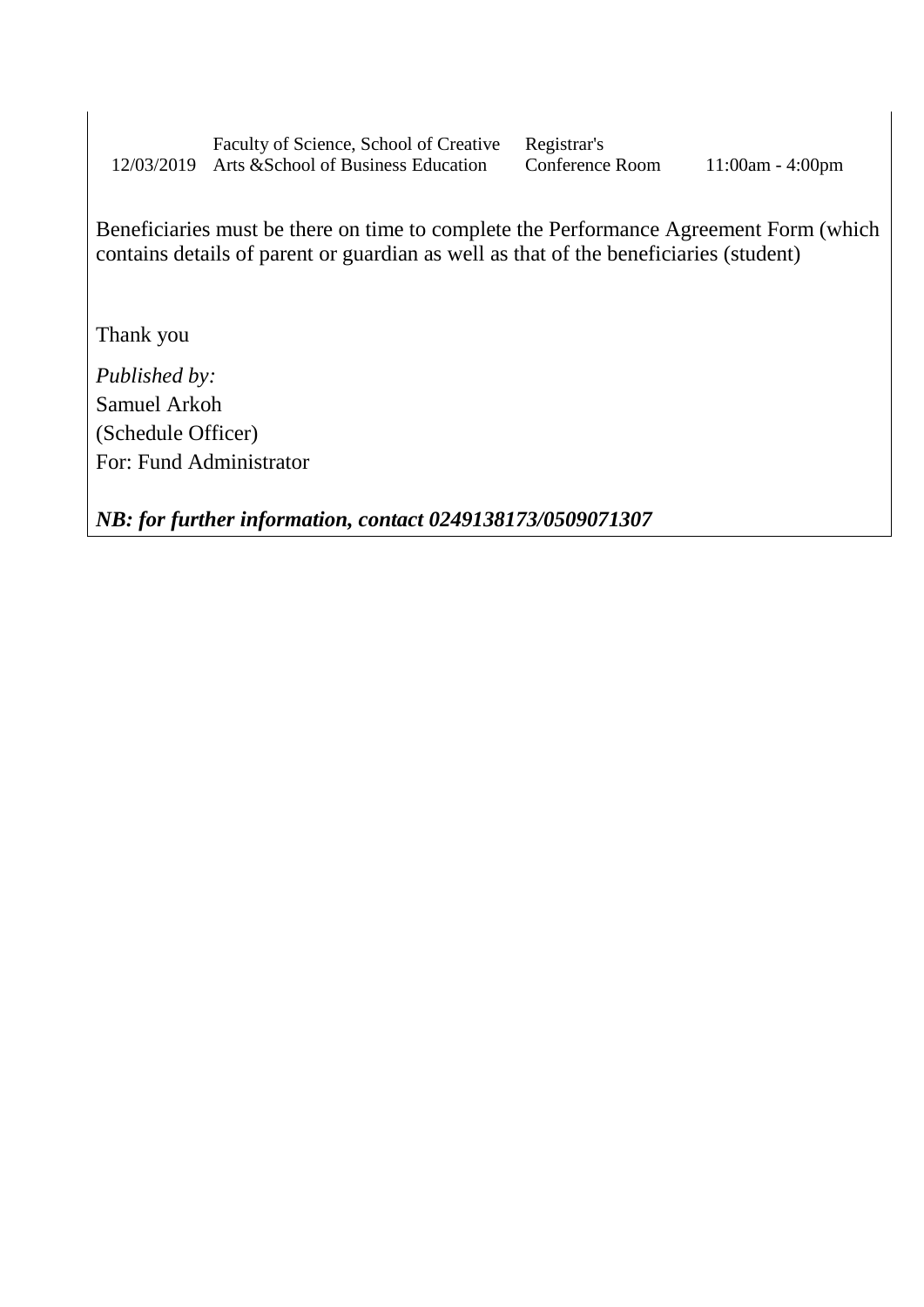| | | | |
|---|---|---|---|
| 12/03/2019 | Faculty of Science, School of Creative Arts &School of Business Education | Registrar's Conference Room | 11:00am - 4:00pm |

Beneficiaries must be there on time to complete the Performance Agreement Form (which contains details of parent or guardian as well as that of the beneficiaries (student)

Thank you

*Published by:*
Samuel Arkoh
(Schedule Officer)
For: Fund Administrator

***NB: for further information, contact 0249138173/0509071307***